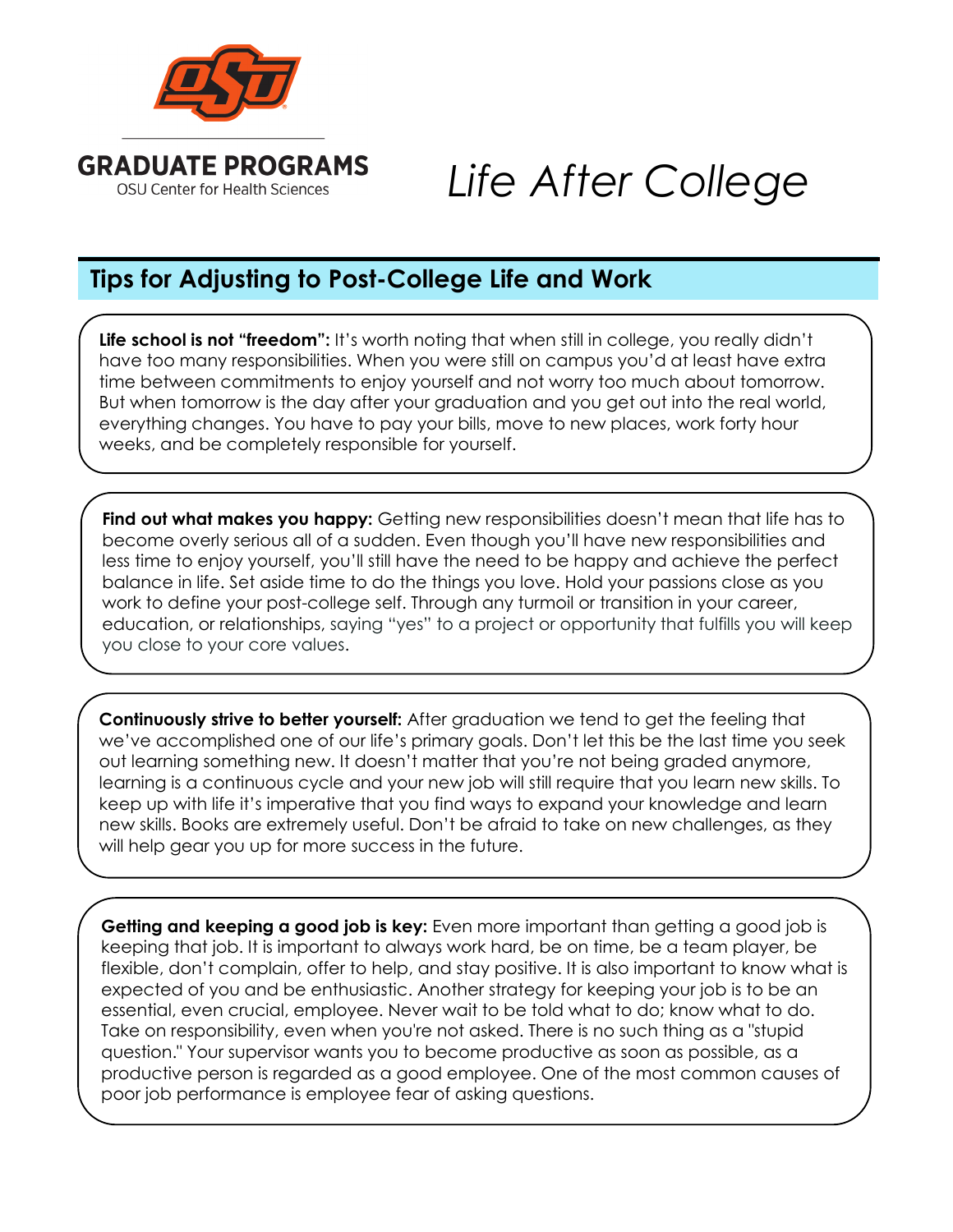**GRADUATE PROGRAMS**
OSU Center for Health Sciences

# *Life After College*

## Tips for Adjusting to Post-College Life and Work

**Life school is not "freedom":** It's worth noting that when still in college, you really didn't have too many responsibilities. When you were still on campus you'd at least have extra time between commitments to enjoy yourself and not worry too much about tomorrow. But when tomorrow is the day after your graduation and you get out into the real world, everything changes. You have to pay your bills, move to new places, work forty hour weeks, and be completely responsible for yourself.

**Find out what makes you happy:** Getting new responsibilities doesn't mean that life has to become overly serious all of a sudden. Even though you'll have new responsibilities and less time to enjoy yourself, you'll still have the need to be happy and achieve the perfect balance in life. Set aside time to do the things you love. Hold your passions close as you work to define your post-college self. Through any turmoil or transition in your career, education, or relationships, saying "yes" to a project or opportunity that fulfills you will keep you close to your core values.

**Continuously strive to better yourself:** After graduation we tend to get the feeling that we've accomplished one of our life's primary goals. Don't let this be the last time you seek out learning something new. It doesn't matter that you're not being graded anymore, learning is a continuous cycle and your new job will still require that you learn new skills. To keep up with life it's imperative that you find ways to expand your knowledge and learn new skills. Books are extremely useful. Don't be afraid to take on new challenges, as they will help gear you up for more success in the future.

**Getting and keeping a good job is key:** Even more important than getting a good job is keeping that job. It is important to always work hard, be on time, be a team player, be flexible, don't complain, offer to help, and stay positive. It is also important to know what is expected of you and be enthusiastic. Another strategy for keeping your job is to be an essential, even crucial, employee. Never wait to be told what to do; know what to do. Take on responsibility, even when you're not asked. There is no such thing as a "stupid question." Your supervisor wants you to become productive as soon as possible, as a productive person is regarded as a good employee. One of the most common causes of poor job performance is employee fear of asking questions.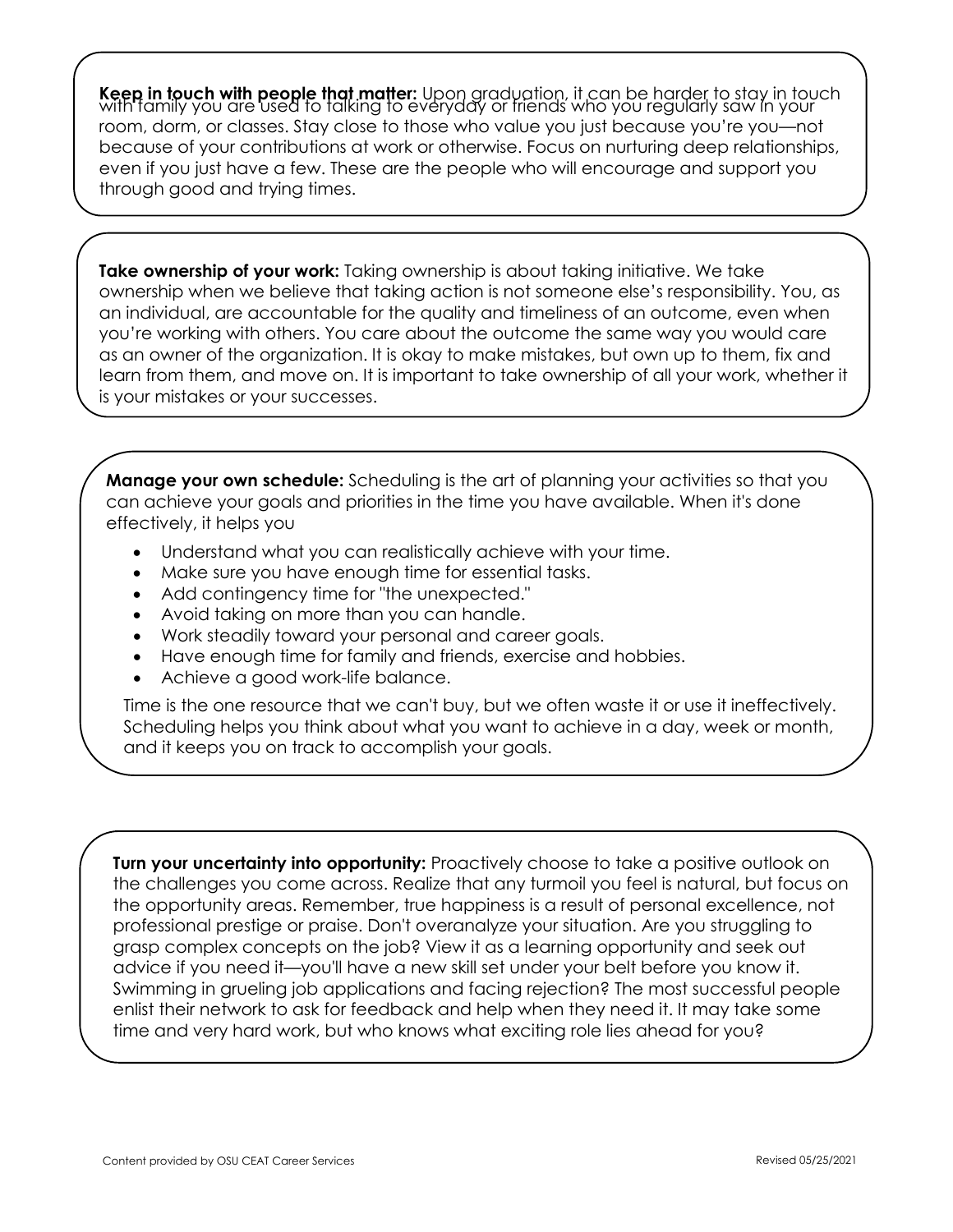**Keep in touch with people that matter:** Upon graduation, it can be harder to stay in touch with family you are used to talking to everyday or friends who you regularly saw in your room, dorm, or classes. Stay close to those who value you just because you're you—not because of your contributions at work or otherwise. Focus on nurturing deep relationships, even if you just have a few. These are the people who will encourage and support you through good and trying times.

**Take ownership of your work:** Taking ownership is about taking initiative. We take ownership when we believe that taking action is not someone else's responsibility. You, as an individual, are accountable for the quality and timeliness of an outcome, even when you're working with others. You care about the outcome the same way you would care as an owner of the organization. It is okay to make mistakes, but own up to them, fix and learn from them, and move on. It is important to take ownership of all your work, whether it is your mistakes or your successes.

**Manage your own schedule:** Scheduling is the art of planning your activities so that you can achieve your goals and priorities in the time you have available. When it's done effectively, it helps you

- Understand what you can realistically achieve with your time.
- Make sure you have enough time for essential tasks.
- Add contingency time for "the unexpected."
- Avoid taking on more than you can handle.
- Work steadily toward your personal and career goals.
- Have enough time for family and friends, exercise and hobbies.
- Achieve a good work-life balance.

Time is the one resource that we can't buy, but we often waste it or use it ineffectively. Scheduling helps you think about what you want to achieve in a day, week or month, and it keeps you on track to accomplish your goals.

**Turn your uncertainty into opportunity:** Proactively choose to take a positive outlook on the challenges you come across. Realize that any turmoil you feel is natural, but focus on the opportunity areas. Remember, true happiness is a result of personal excellence, not professional prestige or praise. Don't overanalyze your situation. Are you struggling to grasp complex concepts on the job? View it as a learning opportunity and seek out advice if you need it—you'll have a new skill set under your belt before you know it. Swimming in grueling job applications and facing rejection? The most successful people enlist their network to ask for feedback and help when they need it. It may take some time and very hard work, but who knows what exciting role lies ahead for you?

Content provided by OSU CEAT Career Services

Revised 05/25/2021